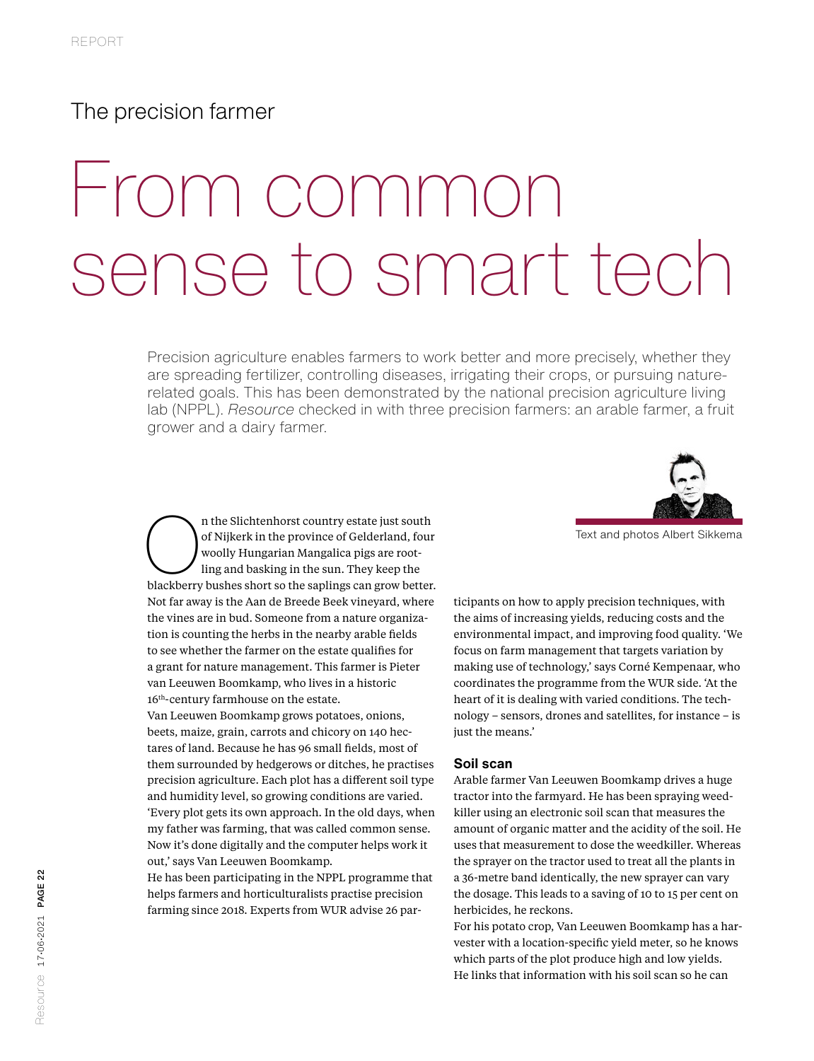REPORT

## The precision farmer

# From common sense to smart tech

Precision agriculture enables farmers to work better and more precisely, whether they are spreading fertilizer, controlling diseases, irrigating their crops, or pursuing nature-related goals. This has been demonstrated by the national precision agriculture living lab (NPPL). *Resource* checked in with three precision farmers: an arable farmer, a fruit grower and a dairy farmer.

Text and photos Albert Sikkema

On the Slichtenhorst country estate just south of Nijkerk in the province of Gelderland, four woolly Hungarian Mangalica pigs are rootling and basking in the sun. They keep the blackberry bushes short so the saplings can grow better. Not far away is the Aan de Breede Beek vineyard, where the vines are in bud. Someone from a nature organization is counting the herbs in the nearby arable fields to see whether the farmer on the estate qualifies for a grant for nature management. This farmer is Pieter van Leeuwen Boomkamp, who lives in a historic 16th-century farmhouse on the estate.

Van Leeuwen Boomkamp grows potatoes, onions, beets, maize, grain, carrots and chicory on 140 hectares of land. Because he has 96 small fields, most of them surrounded by hedgerows or ditches, he practises precision agriculture. Each plot has a different soil type and humidity level, so growing conditions are varied. 'Every plot gets its own approach. In the old days, when my father was farming, that was called common sense. Now it's done digitally and the computer helps work it out,' says Van Leeuwen Boomkamp.

He has been participating in the NPPL programme that helps farmers and horticulturalists practise precision farming since 2018. Experts from WUR advise 26 participants on how to apply precision techniques, with the aims of increasing yields, reducing costs and the environmental impact, and improving food quality. 'We focus on farm management that targets variation by making use of technology,' says Corné Kempenaar, who coordinates the programme from the WUR side. 'At the heart of it is dealing with varied conditions. The technology – sensors, drones and satellites, for instance – is just the means.'

### Soil scan

Arable farmer Van Leeuwen Boomkamp drives a huge tractor into the farmyard. He has been spraying weedkiller using an electronic soil scan that measures the amount of organic matter and the acidity of the soil. He uses that measurement to dose the weedkiller. Whereas the sprayer on the tractor used to treat all the plants in a 36-metre band identically, the new sprayer can vary the dosage. This leads to a saving of 10 to 15 per cent on herbicides, he reckons.

For his potato crop, Van Leeuwen Boomkamp has a harvester with a location-specific yield meter, so he knows which parts of the plot produce high and low yields. He links that information with his soil scan so he can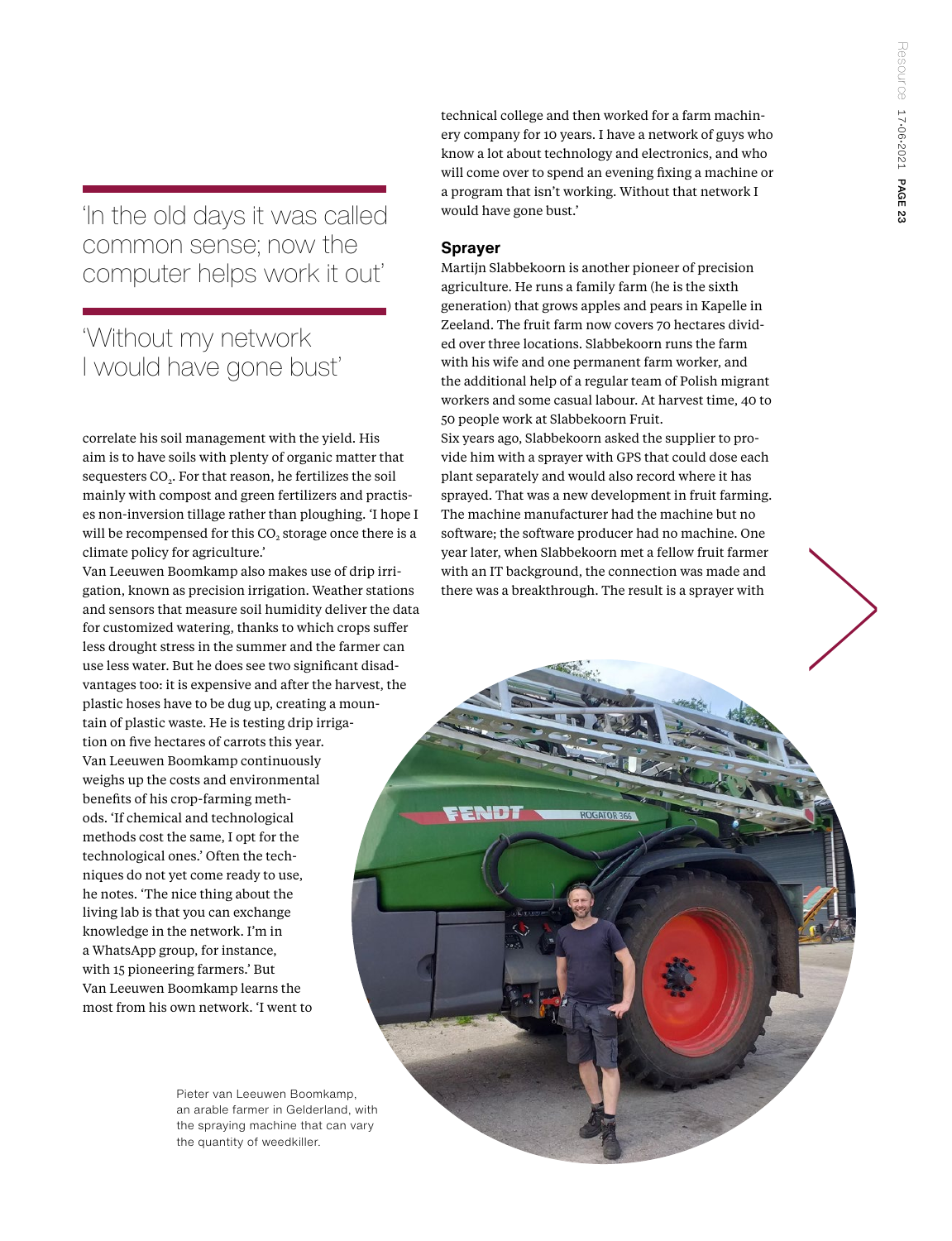'In the old days it was called common sense; now the computer helps work it out'

'Without my network I would have gone bust'

correlate his soil management with the yield. His aim is to have soils with plenty of organic matter that sequesters $CO_2$. For that reason, he fertilizes the soil mainly with compost and green fertilizers and practises non-inversion tillage rather than ploughing. 'I hope I will be recompensed for this $CO_2$ storage once there is a climate policy for agriculture.'

Van Leeuwen Boomkamp also makes use of drip irrigation, known as precision irrigation. Weather stations and sensors that measure soil humidity deliver the data for customized watering, thanks to which crops suffer less drought stress in the summer and the farmer can use less water. But he does see two significant disadvantages too: it is expensive and after the harvest, the plastic hoses have to be dug up, creating a mountain of plastic waste. He is testing drip irrigation on five hectares of carrots this year.

Van Leeuwen Boomkamp continuously weighs up the costs and environmental benefits of his crop-farming methods. 'If chemical and technological methods cost the same, I opt for the technological ones.' Often the techniques do not yet come ready to use, he notes. 'The nice thing about the living lab is that you can exchange knowledge in the network. I'm in a WhatsApp group, for instance, with 15 pioneering farmers.' But Van Leeuwen Boomkamp learns the most from his own network. 'I went to technical college and then worked for a farm machinery company for 10 years. I have a network of guys who know a lot about technology and electronics, and who will come over to spend an evening fixing a machine or a program that isn't working. Without that network I would have gone bust.'

## Sprayer

Martijn Slabbekoorn is another pioneer of precision agriculture. He runs a family farm (he is the sixth generation) that grows apples and pears in Kapelle in Zeeland. The fruit farm now covers 70 hectares divided over three locations. Slabbekoorn runs the farm with his wife and one permanent farm worker, and the additional help of a regular team of Polish migrant workers and some casual labour. At harvest time, 40 to 50 people work at Slabbekoorn Fruit.

Six years ago, Slabbekoorn asked the supplier to provide him with a sprayer with GPS that could dose each plant separately and would also record where it has sprayed. That was a new development in fruit farming. The machine manufacturer had the machine but no software; the software producer had no machine. One year later, when Slabbekoorn met a fellow fruit farmer with an IT background, the connection was made and there was a breakthrough. The result is a sprayer with

Pieter van Leeuwen Boomkamp, an arable farmer in Gelderland, with the spraying machine that can vary the quantity of weedkiller.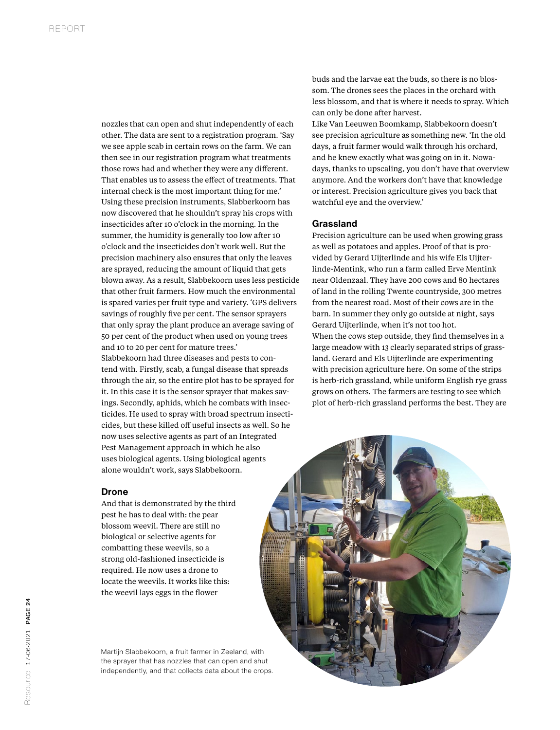nozzles that can open and shut independently of each other. The data are sent to a registration program. 'Say we see apple scab in certain rows on the farm. We can then see in our registration program what treatments those rows had and whether they were any different. That enables us to assess the effect of treatments. That internal check is the most important thing for me.'

Using these precision instruments, Slabberkoorn has now discovered that he shouldn't spray his crops with insecticides after 10 o'clock in the morning. In the summer, the humidity is generally too low after 10 o'clock and the insecticides don't work well. But the precision machinery also ensures that only the leaves are sprayed, reducing the amount of liquid that gets blown away. As a result, Slabbekoorn uses less pesticide that other fruit farmers. How much the environmental is spared varies per fruit type and variety. 'GPS delivers savings of roughly five per cent. The sensor sprayers that only spray the plant produce an average saving of 50 per cent of the product when used on young trees and 10 to 20 per cent for mature trees.'

Slabbekoorn had three diseases and pests to contend with. Firstly, scab, a fungal disease that spreads through the air, so the entire plot has to be sprayed for it. In this case it is the sensor sprayer that makes savings. Secondly, aphids, which he combats with insecticides. He used to spray with broad spectrum insecticides, but these killed off useful insects as well. So he now uses selective agents as part of an Integrated Pest Management approach in which he also uses biological agents. Using biological agents alone wouldn't work, says Slabbekoorn.

### Drone

And that is demonstrated by the third pest he has to deal with: the pear blossom weevil. There are still no biological or selective agents for combatting these weevils, so a strong old-fashioned insecticide is required. He now uses a drone to locate the weevils. It works like this: the weevil lays eggs in the flower buds and the larvae eat the buds, so there is no blossom. The drones sees the places in the orchard with less blossom, and that is where it needs to spray. Which can only be done after harvest.

Like Van Leeuwen Boomkamp, Slabbekoorn doesn't see precision agriculture as something new. 'In the old days, a fruit farmer would walk through his orchard, and he knew exactly what was going on in it. Nowadays, thanks to upscaling, you don't have that overview anymore. And the workers don't have that knowledge or interest. Precision agriculture gives you back that watchful eye and the overview.'

### Grassland

Precision agriculture can be used when growing grass as well as potatoes and apples. Proof of that is provided by Gerard Uijterlinde and his wife Els Uijterlinde-Mentink, who run a farm called Erve Mentink near Oldenzaal. They have 200 cows and 80 hectares of land in the rolling Twente countryside, 300 metres from the nearest road. Most of their cows are in the barn. In summer they only go outside at night, says Gerard Uijterlinde, when it's not too hot.

When the cows step outside, they find themselves in a large meadow with 13 clearly separated strips of grassland. Gerard and Els Uijterlinde are experimenting with precision agriculture here. On some of the strips is herb-rich grassland, while uniform English rye grass grows on others. The farmers are testing to see which plot of herb-rich grassland performs the best. They are

Martijn Slabbekoorn, a fruit farmer in Zeeland, with the sprayer that has nozzles that can open and shut independently, and that collects data about the crops.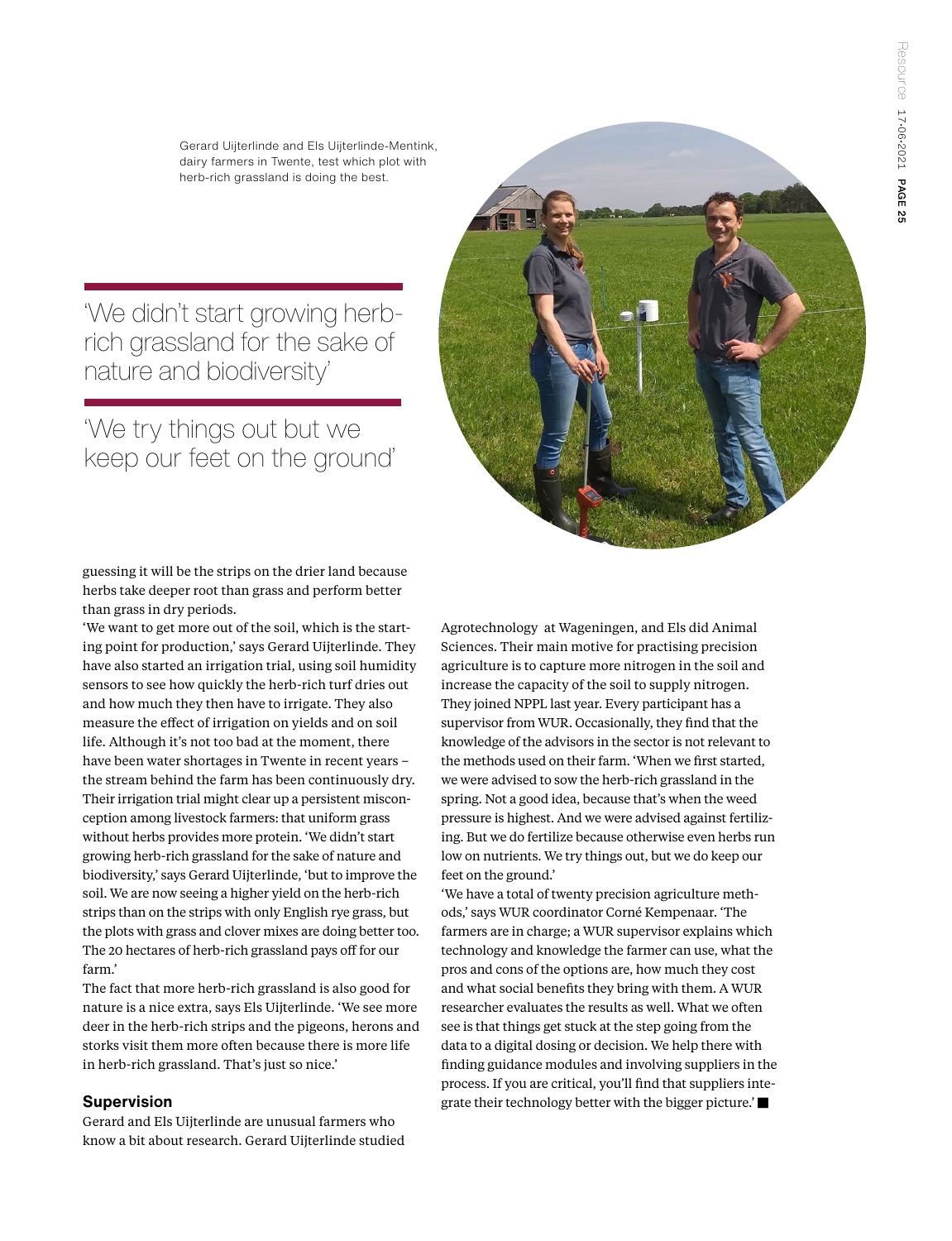Gerard Uijterlinde and Els Uijterlinde-Mentink, dairy farmers in Twente, test which plot with herb-rich grassland is doing the best.

> 'We didn't start growing herb-rich grassland for the sake of nature and biodiversity'

> 'We try things out but we keep our feet on the ground'

guessing it will be the strips on the drier land because herbs take deeper root than grass and perform better than grass in dry periods.

'We want to get more out of the soil, which is the starting point for production,' says Gerard Uijterlinde. They have also started an irrigation trial, using soil humidity sensors to see how quickly the herb-rich turf dries out and how much they then have to irrigate. They also measure the effect of irrigation on yields and on soil life. Although it's not too bad at the moment, there have been water shortages in Twente in recent years – the stream behind the farm has been continuously dry. Their irrigation trial might clear up a persistent misconception among livestock farmers: that uniform grass without herbs provides more protein. 'We didn't start growing herb-rich grassland for the sake of nature and biodiversity,' says Gerard Uijterlinde, 'but to improve the soil. We are now seeing a higher yield on the herb-rich strips than on the strips with only English rye grass, but the plots with grass and clover mixes are doing better too. The 20 hectares of herb-rich grassland pays off for our farm.'

The fact that more herb-rich grassland is also good for nature is a nice extra, says Els Uijterlinde. 'We see more deer in the herb-rich strips and the pigeons, herons and storks visit them more often because there is more life in herb-rich grassland. That's just so nice.'

## Supervision

Gerard and Els Uijterlinde are unusual farmers who know a bit about research. Gerard Uijterlinde studied Agrotechnology at Wageningen, and Els did Animal Sciences. Their main motive for practising precision agriculture is to capture more nitrogen in the soil and increase the capacity of the soil to supply nitrogen. They joined NPPL last year. Every participant has a supervisor from WUR. Occasionally, they find that the knowledge of the advisors in the sector is not relevant to the methods used on their farm. 'When we first started, we were advised to sow the herb-rich grassland in the spring. Not a good idea, because that's when the weed pressure is highest. And we were advised against fertilizing. But we do fertilize because otherwise even herbs run low on nutrients. We try things out, but we do keep our feet on the ground.'

'We have a total of twenty precision agriculture methods,' says WUR coordinator Corné Kempenaar. 'The farmers are in charge; a WUR supervisor explains which technology and knowledge the farmer can use, what the pros and cons of the options are, how much they cost and what social benefits they bring with them. A WUR researcher evaluates the results as well. What we often see is that things get stuck at the step going from the data to a digital dosing or decision. We help there with finding guidance modules and involving suppliers in the process. If you are critical, you'll find that suppliers integrate their technology better with the bigger picture.' ■